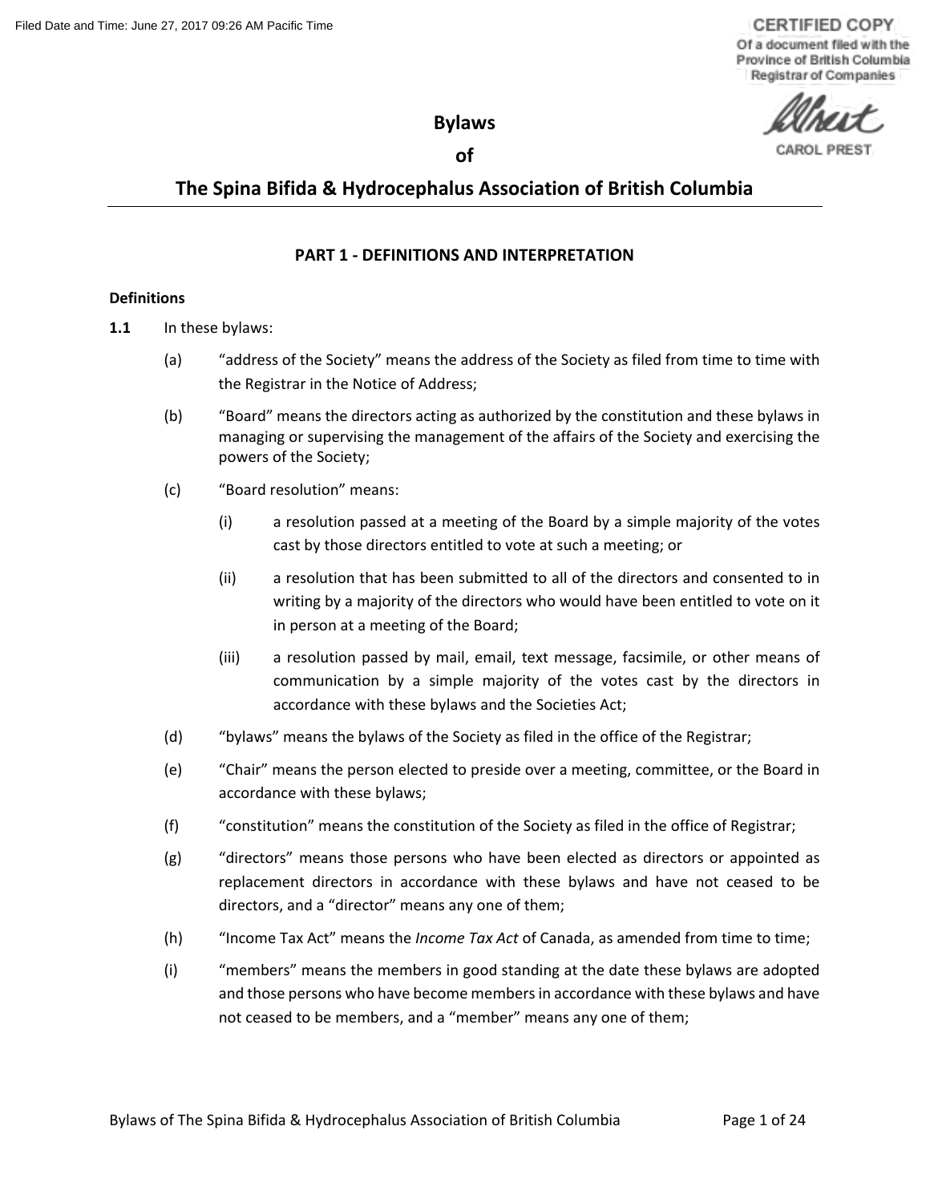Filed Date and Time: June 27, 2017 09:26 AM Pacific Time

CERTIFIED COPY
Of a document filed with the Province of British Columbia Registrar of Companies

CAROL PREST

# Bylaws

# of

# The Spina Bifida & Hydrocephalus Association of British Columbia

## PART 1 - DEFINITIONS AND INTERPRETATION

### Definitions

**1.1** In these bylaws:

(a) "address of the Society" means the address of the Society as filed from time to time with the Registrar in the Notice of Address;

(b) "Board" means the directors acting as authorized by the constitution and these bylaws in managing or supervising the management of the affairs of the Society and exercising the powers of the Society;

(c) "Board resolution" means:

(i) a resolution passed at a meeting of the Board by a simple majority of the votes cast by those directors entitled to vote at such a meeting; or

(ii) a resolution that has been submitted to all of the directors and consented to in writing by a majority of the directors who would have been entitled to vote on it in person at a meeting of the Board;

(iii) a resolution passed by mail, email, text message, facsimile, or other means of communication by a simple majority of the votes cast by the directors in accordance with these bylaws and the Societies Act;

(d) "bylaws" means the bylaws of the Society as filed in the office of the Registrar;

(e) "Chair" means the person elected to preside over a meeting, committee, or the Board in accordance with these bylaws;

(f) "constitution" means the constitution of the Society as filed in the office of Registrar;

(g) "directors" means those persons who have been elected as directors or appointed as replacement directors in accordance with these bylaws and have not ceased to be directors, and a "director" means any one of them;

(h) "Income Tax Act" means the *Income Tax Act* of Canada, as amended from time to time;

(i) "members" means the members in good standing at the date these bylaws are adopted and those persons who have become members in accordance with these bylaws and have not ceased to be members, and a "member" means any one of them;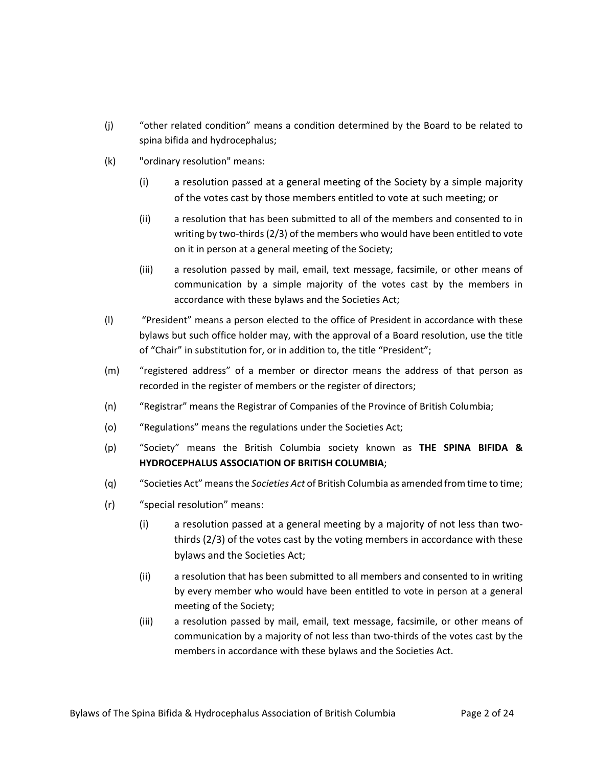(j) “other related condition” means a condition determined by the Board to be related to spina bifida and hydrocephalus;

(k) "ordinary resolution" means:

  (i) a resolution passed at a general meeting of the Society by a simple majority of the votes cast by those members entitled to vote at such meeting; or

  (ii) a resolution that has been submitted to all of the members and consented to in writing by two-thirds (2/3) of the members who would have been entitled to vote on it in person at a general meeting of the Society;

  (iii) a resolution passed by mail, email, text message, facsimile, or other means of communication by a simple majority of the votes cast by the members in accordance with these bylaws and the Societies Act;

(l) “President” means a person elected to the office of President in accordance with these bylaws but such office holder may, with the approval of a Board resolution, use the title of “Chair” in substitution for, or in addition to, the title “President”;

(m) “registered address” of a member or director means the address of that person as recorded in the register of members or the register of directors;

(n) “Registrar” means the Registrar of Companies of the Province of British Columbia;

(o) “Regulations” means the regulations under the Societies Act;

(p) “Society” means the British Columbia society known as **THE SPINA BIFIDA & HYDROCEPHALUS ASSOCIATION OF BRITISH COLUMBIA**;

(q) “Societies Act” means the *Societies Act* of British Columbia as amended from time to time;

(r) “special resolution” means:

  (i) a resolution passed at a general meeting by a majority of not less than two-thirds (2/3) of the votes cast by the voting members in accordance with these bylaws and the Societies Act;

  (ii) a resolution that has been submitted to all members and consented to in writing by every member who would have been entitled to vote in person at a general meeting of the Society;

  (iii) a resolution passed by mail, email, text message, facsimile, or other means of communication by a majority of not less than two-thirds of the votes cast by the members in accordance with these bylaws and the Societies Act.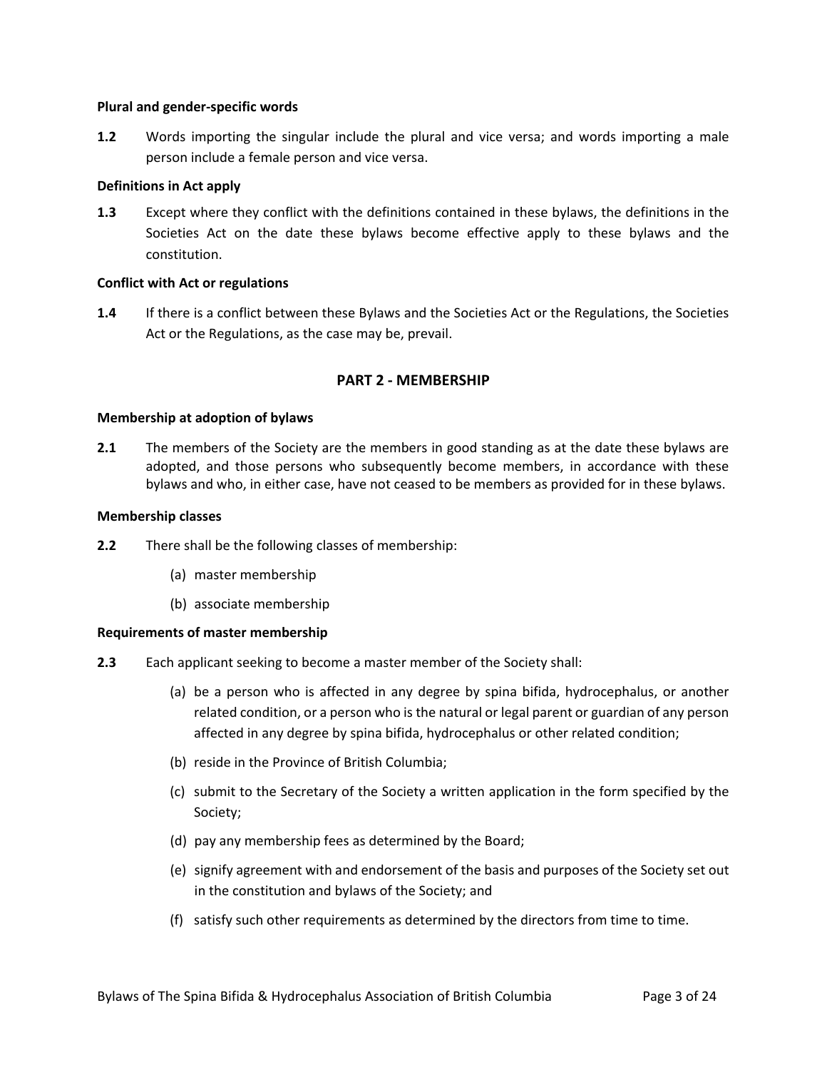**Plural and gender-specific words**

**1.2** Words importing the singular include the plural and vice versa; and words importing a male person include a female person and vice versa.

**Definitions in Act apply**

**1.3** Except where they conflict with the definitions contained in these bylaws, the definitions in the Societies Act on the date these bylaws become effective apply to these bylaws and the constitution.

**Conflict with Act or regulations**

**1.4** If there is a conflict between these Bylaws and the Societies Act or the Regulations, the Societies Act or the Regulations, as the case may be, prevail.

## PART 2 - MEMBERSHIP

**Membership at adoption of bylaws**

**2.1** The members of the Society are the members in good standing as at the date these bylaws are adopted, and those persons who subsequently become members, in accordance with these bylaws and who, in either case, have not ceased to be members as provided for in these bylaws.

**Membership classes**

**2.2** There shall be the following classes of membership:

(a) master membership

(b) associate membership

**Requirements of master membership**

**2.3** Each applicant seeking to become a master member of the Society shall:

(a) be a person who is affected in any degree by spina bifida, hydrocephalus, or another related condition, or a person who is the natural or legal parent or guardian of any person affected in any degree by spina bifida, hydrocephalus or other related condition;

(b) reside in the Province of British Columbia;

(c) submit to the Secretary of the Society a written application in the form specified by the Society;

(d) pay any membership fees as determined by the Board;

(e) signify agreement with and endorsement of the basis and purposes of the Society set out in the constitution and bylaws of the Society; and

(f) satisfy such other requirements as determined by the directors from time to time.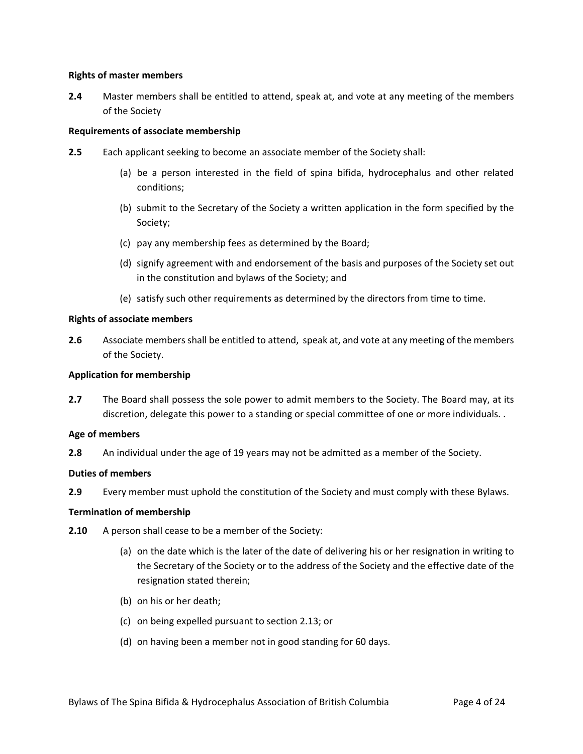**Rights of master members**

**2.4** Master members shall be entitled to attend, speak at, and vote at any meeting of the members of the Society

**Requirements of associate membership**

**2.5** Each applicant seeking to become an associate member of the Society shall:

(a) be a person interested in the field of spina bifida, hydrocephalus and other related conditions;

(b) submit to the Secretary of the Society a written application in the form specified by the Society;

(c) pay any membership fees as determined by the Board;

(d) signify agreement with and endorsement of the basis and purposes of the Society set out in the constitution and bylaws of the Society; and

(e) satisfy such other requirements as determined by the directors from time to time.

**Rights of associate members**

**2.6** Associate members shall be entitled to attend, speak at, and vote at any meeting of the members of the Society.

**Application for membership**

**2.7** The Board shall possess the sole power to admit members to the Society. The Board may, at its discretion, delegate this power to a standing or special committee of one or more individuals. .

**Age of members**

**2.8** An individual under the age of 19 years may not be admitted as a member of the Society.

**Duties of members**

**2.9** Every member must uphold the constitution of the Society and must comply with these Bylaws.

**Termination of membership**

**2.10** A person shall cease to be a member of the Society:

(a) on the date which is the later of the date of delivering his or her resignation in writing to the Secretary of the Society or to the address of the Society and the effective date of the resignation stated therein;

(b) on his or her death;

(c) on being expelled pursuant to section 2.13; or

(d) on having been a member not in good standing for 60 days.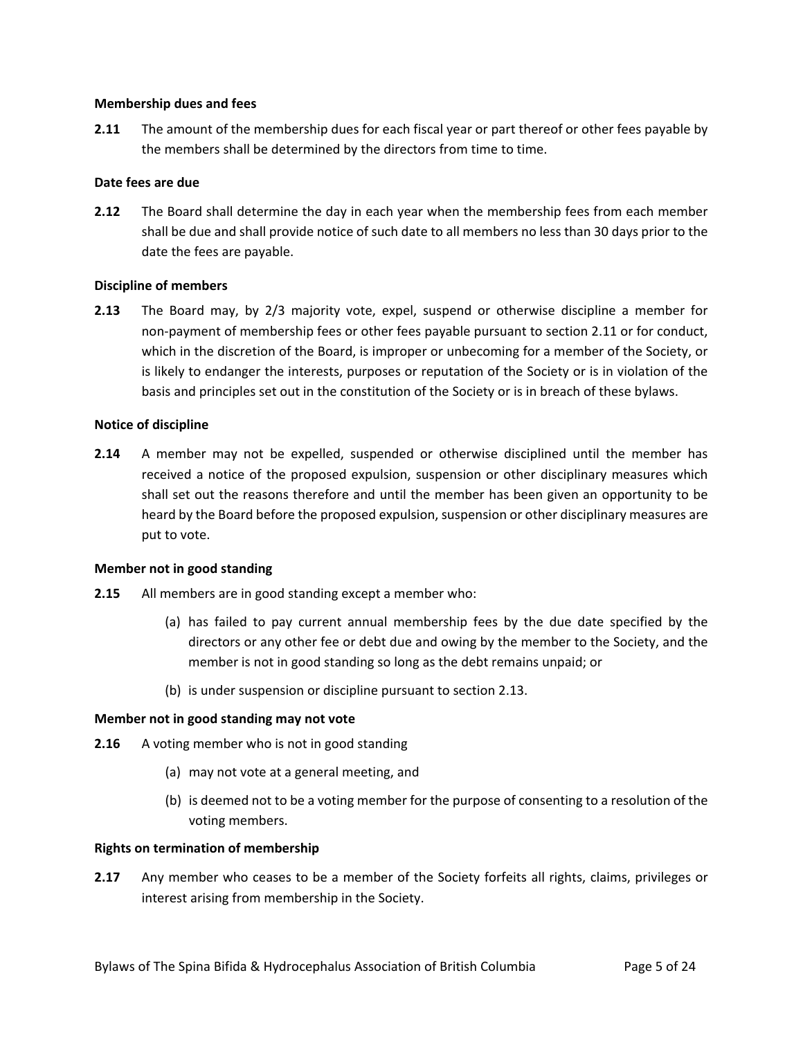**Membership dues and fees**

**2.11** The amount of the membership dues for each fiscal year or part thereof or other fees payable by the members shall be determined by the directors from time to time.

**Date fees are due**

**2.12** The Board shall determine the day in each year when the membership fees from each member shall be due and shall provide notice of such date to all members no less than 30 days prior to the date the fees are payable.

**Discipline of members**

**2.13** The Board may, by 2/3 majority vote, expel, suspend or otherwise discipline a member for non-payment of membership fees or other fees payable pursuant to section 2.11 or for conduct, which in the discretion of the Board, is improper or unbecoming for a member of the Society, or is likely to endanger the interests, purposes or reputation of the Society or is in violation of the basis and principles set out in the constitution of the Society or is in breach of these bylaws.

**Notice of discipline**

**2.14** A member may not be expelled, suspended or otherwise disciplined until the member has received a notice of the proposed expulsion, suspension or other disciplinary measures which shall set out the reasons therefore and until the member has been given an opportunity to be heard by the Board before the proposed expulsion, suspension or other disciplinary measures are put to vote.

**Member not in good standing**

**2.15** All members are in good standing except a member who:

(a) has failed to pay current annual membership fees by the due date specified by the directors or any other fee or debt due and owing by the member to the Society, and the member is not in good standing so long as the debt remains unpaid; or

(b) is under suspension or discipline pursuant to section 2.13.

**Member not in good standing may not vote**

**2.16** A voting member who is not in good standing

(a) may not vote at a general meeting, and

(b) is deemed not to be a voting member for the purpose of consenting to a resolution of the voting members.

**Rights on termination of membership**

**2.17** Any member who ceases to be a member of the Society forfeits all rights, claims, privileges or interest arising from membership in the Society.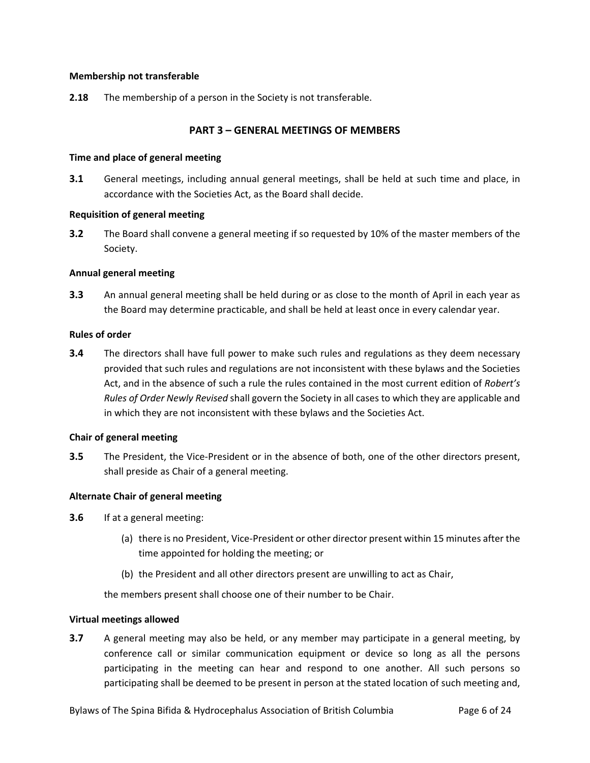**Membership not transferable**

**2.18** The membership of a person in the Society is not transferable.

## PART 3 – GENERAL MEETINGS OF MEMBERS

**Time and place of general meeting**

**3.1** General meetings, including annual general meetings, shall be held at such time and place, in accordance with the Societies Act, as the Board shall decide.

**Requisition of general meeting**

**3.2** The Board shall convene a general meeting if so requested by 10% of the master members of the Society.

**Annual general meeting**

**3.3** An annual general meeting shall be held during or as close to the month of April in each year as the Board may determine practicable, and shall be held at least once in every calendar year.

**Rules of order**

**3.4** The directors shall have full power to make such rules and regulations as they deem necessary provided that such rules and regulations are not inconsistent with these bylaws and the Societies Act, and in the absence of such a rule the rules contained in the most current edition of *Robert's Rules of Order Newly Revised* shall govern the Society in all cases to which they are applicable and in which they are not inconsistent with these bylaws and the Societies Act.

**Chair of general meeting**

**3.5** The President, the Vice-President or in the absence of both, one of the other directors present, shall preside as Chair of a general meeting.

**Alternate Chair of general meeting**

**3.6** If at a general meeting:

(a) there is no President, Vice-President or other director present within 15 minutes after the time appointed for holding the meeting; or

(b) the President and all other directors present are unwilling to act as Chair,

the members present shall choose one of their number to be Chair.

**Virtual meetings allowed**

**3.7** A general meeting may also be held, or any member may participate in a general meeting, by conference call or similar communication equipment or device so long as all the persons participating in the meeting can hear and respond to one another. All such persons so participating shall be deemed to be present in person at the stated location of such meeting and,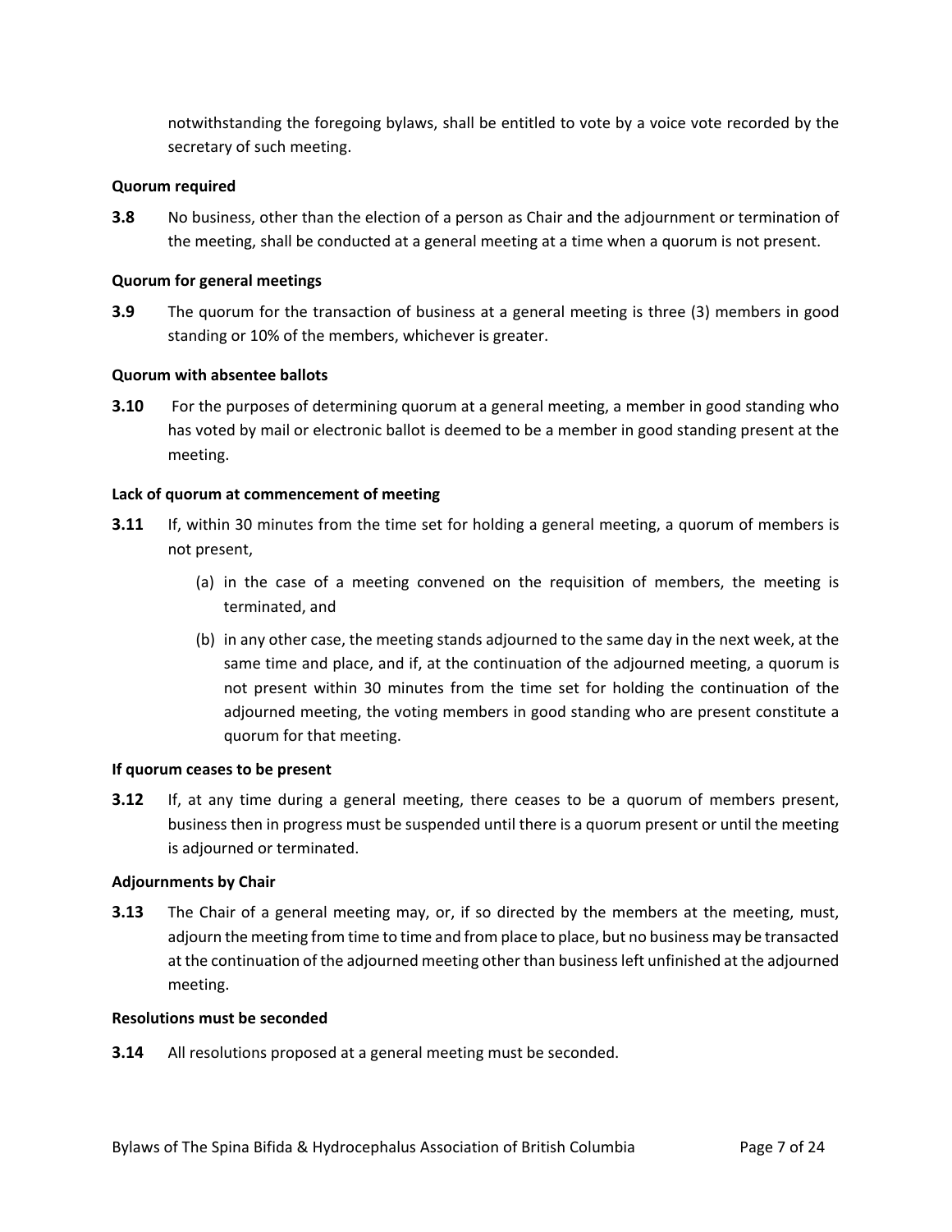notwithstanding the foregoing bylaws, shall be entitled to vote by a voice vote recorded by the secretary of such meeting.

**Quorum required**

**3.8** No business, other than the election of a person as Chair and the adjournment or termination of the meeting, shall be conducted at a general meeting at a time when a quorum is not present.

**Quorum for general meetings**

**3.9** The quorum for the transaction of business at a general meeting is three (3) members in good standing or 10% of the members, whichever is greater.

**Quorum with absentee ballots**

**3.10** For the purposes of determining quorum at a general meeting, a member in good standing who has voted by mail or electronic ballot is deemed to be a member in good standing present at the meeting.

**Lack of quorum at commencement of meeting**

**3.11** If, within 30 minutes from the time set for holding a general meeting, a quorum of members is not present,

(a) in the case of a meeting convened on the requisition of members, the meeting is terminated, and

(b) in any other case, the meeting stands adjourned to the same day in the next week, at the same time and place, and if, at the continuation of the adjourned meeting, a quorum is not present within 30 minutes from the time set for holding the continuation of the adjourned meeting, the voting members in good standing who are present constitute a quorum for that meeting.

**If quorum ceases to be present**

**3.12** If, at any time during a general meeting, there ceases to be a quorum of members present, business then in progress must be suspended until there is a quorum present or until the meeting is adjourned or terminated.

**Adjournments by Chair**

**3.13** The Chair of a general meeting may, or, if so directed by the members at the meeting, must, adjourn the meeting from time to time and from place to place, but no business may be transacted at the continuation of the adjourned meeting other than business left unfinished at the adjourned meeting.

**Resolutions must be seconded**

**3.14** All resolutions proposed at a general meeting must be seconded.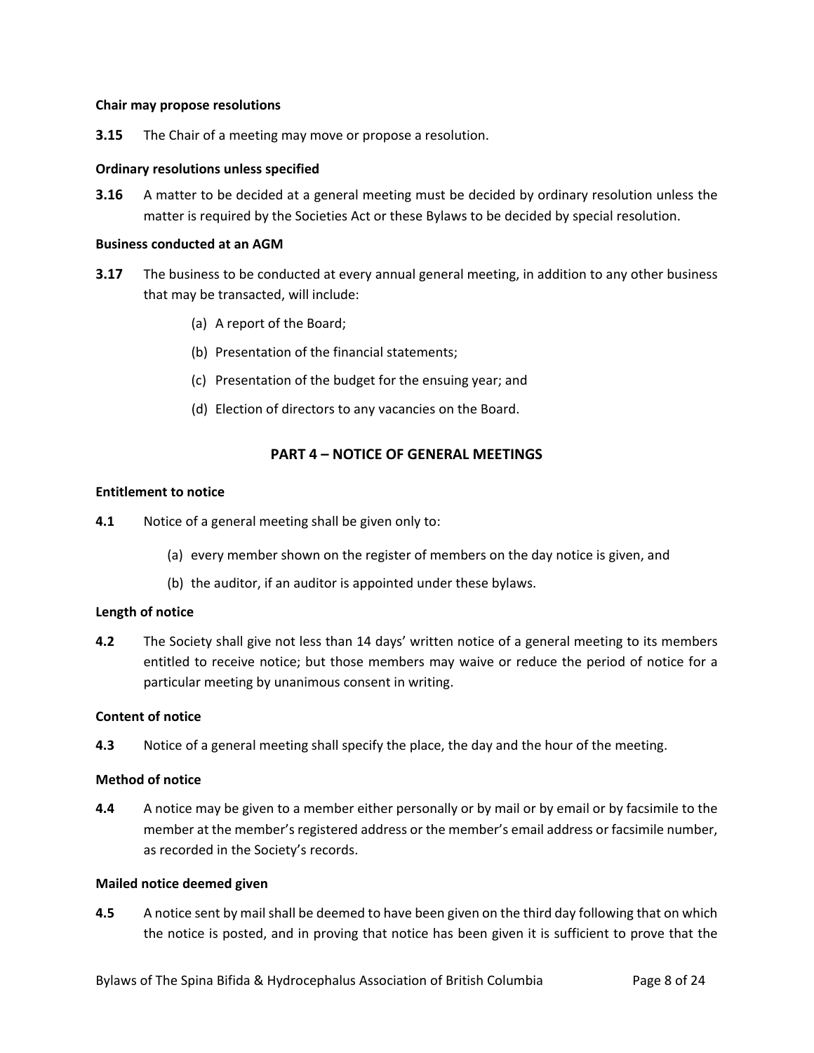**Chair may propose resolutions**

**3.15** The Chair of a meeting may move or propose a resolution.

**Ordinary resolutions unless specified**

**3.16** A matter to be decided at a general meeting must be decided by ordinary resolution unless the matter is required by the Societies Act or these Bylaws to be decided by special resolution.

**Business conducted at an AGM**

**3.17** The business to be conducted at every annual general meeting, in addition to any other business that may be transacted, will include:

(a) A report of the Board;

(b) Presentation of the financial statements;

(c) Presentation of the budget for the ensuing year; and

(d) Election of directors to any vacancies on the Board.

## PART 4 – NOTICE OF GENERAL MEETINGS

**Entitlement to notice**

**4.1** Notice of a general meeting shall be given only to:

(a) every member shown on the register of members on the day notice is given, and

(b) the auditor, if an auditor is appointed under these bylaws.

**Length of notice**

**4.2** The Society shall give not less than 14 days' written notice of a general meeting to its members entitled to receive notice; but those members may waive or reduce the period of notice for a particular meeting by unanimous consent in writing.

**Content of notice**

**4.3** Notice of a general meeting shall specify the place, the day and the hour of the meeting.

**Method of notice**

**4.4** A notice may be given to a member either personally or by mail or by email or by facsimile to the member at the member's registered address or the member's email address or facsimile number, as recorded in the Society's records.

**Mailed notice deemed given**

**4.5** A notice sent by mail shall be deemed to have been given on the third day following that on which the notice is posted, and in proving that notice has been given it is sufficient to prove that the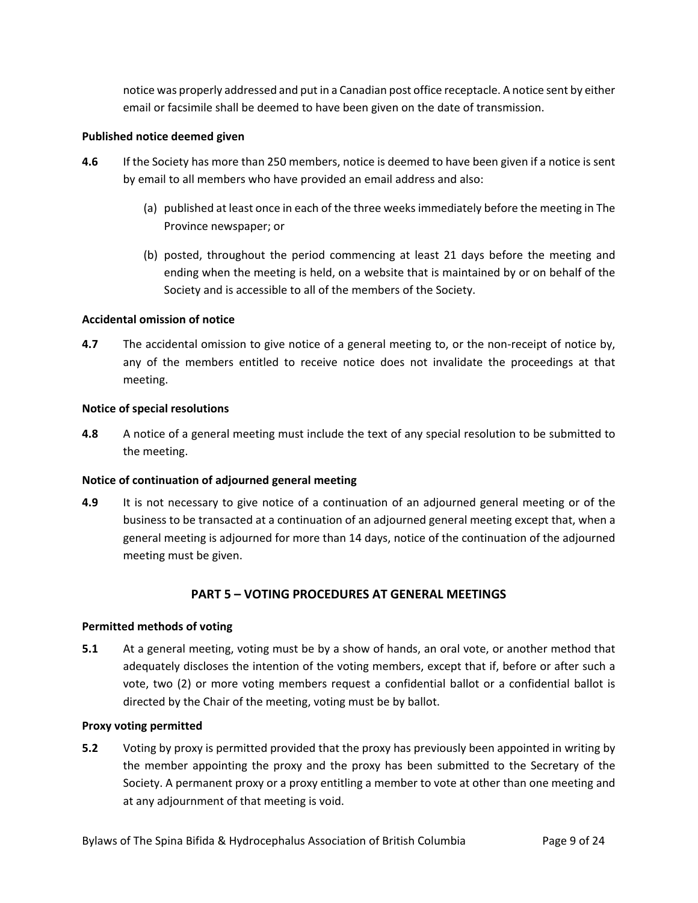notice was properly addressed and put in a Canadian post office receptacle. A notice sent by either email or facsimile shall be deemed to have been given on the date of transmission.

**Published notice deemed given**

**4.6** If the Society has more than 250 members, notice is deemed to have been given if a notice is sent by email to all members who have provided an email address and also:

(a) published at least once in each of the three weeks immediately before the meeting in The Province newspaper; or

(b) posted, throughout the period commencing at least 21 days before the meeting and ending when the meeting is held, on a website that is maintained by or on behalf of the Society and is accessible to all of the members of the Society.

**Accidental omission of notice**

**4.7** The accidental omission to give notice of a general meeting to, or the non-receipt of notice by, any of the members entitled to receive notice does not invalidate the proceedings at that meeting.

**Notice of special resolutions**

**4.8** A notice of a general meeting must include the text of any special resolution to be submitted to the meeting.

**Notice of continuation of adjourned general meeting**

**4.9** It is not necessary to give notice of a continuation of an adjourned general meeting or of the business to be transacted at a continuation of an adjourned general meeting except that, when a general meeting is adjourned for more than 14 days, notice of the continuation of the adjourned meeting must be given.

## PART 5 – VOTING PROCEDURES AT GENERAL MEETINGS

**Permitted methods of voting**

**5.1** At a general meeting, voting must be by a show of hands, an oral vote, or another method that adequately discloses the intention of the voting members, except that if, before or after such a vote, two (2) or more voting members request a confidential ballot or a confidential ballot is directed by the Chair of the meeting, voting must be by ballot.

**Proxy voting permitted**

**5.2** Voting by proxy is permitted provided that the proxy has previously been appointed in writing by the member appointing the proxy and the proxy has been submitted to the Secretary of the Society. A permanent proxy or a proxy entitling a member to vote at other than one meeting and at any adjournment of that meeting is void.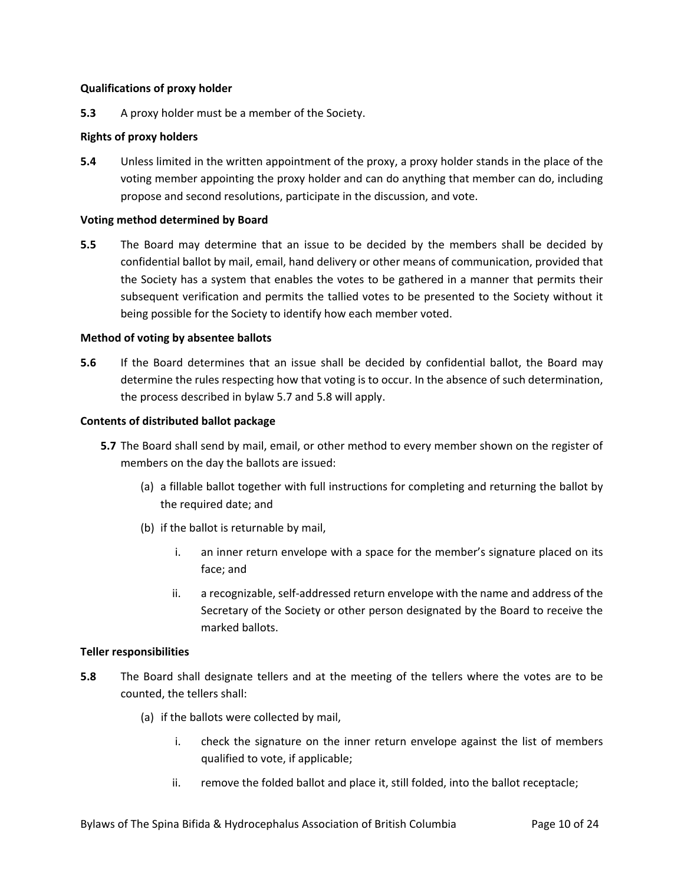**Qualifications of proxy holder**

**5.3** A proxy holder must be a member of the Society.

**Rights of proxy holders**

**5.4** Unless limited in the written appointment of the proxy, a proxy holder stands in the place of the voting member appointing the proxy holder and can do anything that member can do, including propose and second resolutions, participate in the discussion, and vote.

**Voting method determined by Board**

**5.5** The Board may determine that an issue to be decided by the members shall be decided by confidential ballot by mail, email, hand delivery or other means of communication, provided that the Society has a system that enables the votes to be gathered in a manner that permits their subsequent verification and permits the tallied votes to be presented to the Society without it being possible for the Society to identify how each member voted.

**Method of voting by absentee ballots**

**5.6** If the Board determines that an issue shall be decided by confidential ballot, the Board may determine the rules respecting how that voting is to occur. In the absence of such determination, the process described in bylaw 5.7 and 5.8 will apply.

**Contents of distributed ballot package**

**5.7** The Board shall send by mail, email, or other method to every member shown on the register of members on the day the ballots are issued:

(a) a fillable ballot together with full instructions for completing and returning the ballot by the required date; and

(b) if the ballot is returnable by mail,

i. an inner return envelope with a space for the member's signature placed on its face; and

ii. a recognizable, self-addressed return envelope with the name and address of the Secretary of the Society or other person designated by the Board to receive the marked ballots.

**Teller responsibilities**

**5.8** The Board shall designate tellers and at the meeting of the tellers where the votes are to be counted, the tellers shall:

(a) if the ballots were collected by mail,

i. check the signature on the inner return envelope against the list of members qualified to vote, if applicable;

ii. remove the folded ballot and place it, still folded, into the ballot receptacle;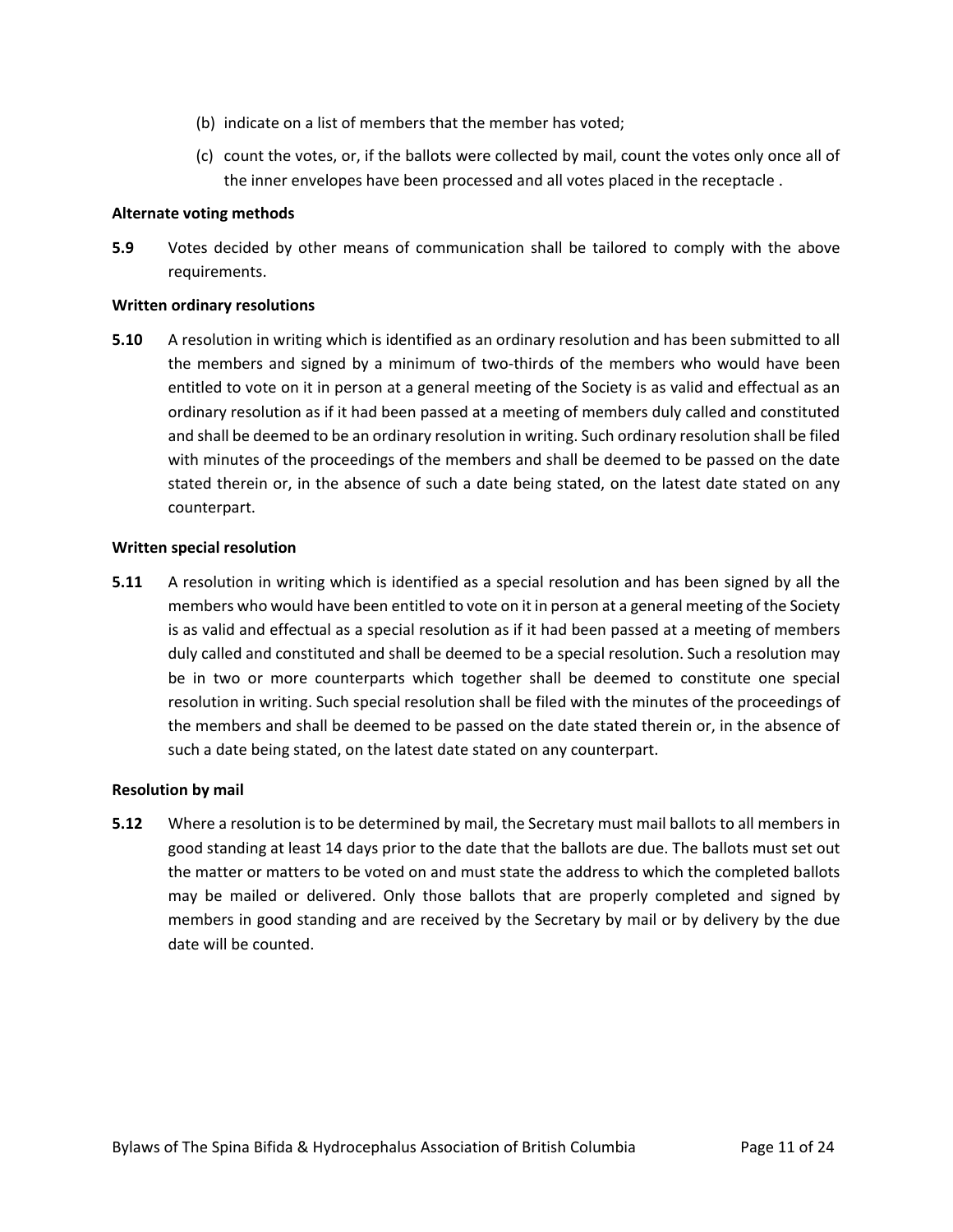(b) indicate on a list of members that the member has voted;

(c) count the votes, or, if the ballots were collected by mail, count the votes only once all of the inner envelopes have been processed and all votes placed in the receptacle .

**Alternate voting methods**

**5.9** Votes decided by other means of communication shall be tailored to comply with the above requirements.

**Written ordinary resolutions**

**5.10** A resolution in writing which is identified as an ordinary resolution and has been submitted to all the members and signed by a minimum of two-thirds of the members who would have been entitled to vote on it in person at a general meeting of the Society is as valid and effectual as an ordinary resolution as if it had been passed at a meeting of members duly called and constituted and shall be deemed to be an ordinary resolution in writing. Such ordinary resolution shall be filed with minutes of the proceedings of the members and shall be deemed to be passed on the date stated therein or, in the absence of such a date being stated, on the latest date stated on any counterpart.

**Written special resolution**

**5.11** A resolution in writing which is identified as a special resolution and has been signed by all the members who would have been entitled to vote on it in person at a general meeting of the Society is as valid and effectual as a special resolution as if it had been passed at a meeting of members duly called and constituted and shall be deemed to be a special resolution. Such a resolution may be in two or more counterparts which together shall be deemed to constitute one special resolution in writing. Such special resolution shall be filed with the minutes of the proceedings of the members and shall be deemed to be passed on the date stated therein or, in the absence of such a date being stated, on the latest date stated on any counterpart.

**Resolution by mail**

**5.12** Where a resolution is to be determined by mail, the Secretary must mail ballots to all members in good standing at least 14 days prior to the date that the ballots are due. The ballots must set out the matter or matters to be voted on and must state the address to which the completed ballots may be mailed or delivered. Only those ballots that are properly completed and signed by members in good standing and are received by the Secretary by mail or by delivery by the due date will be counted.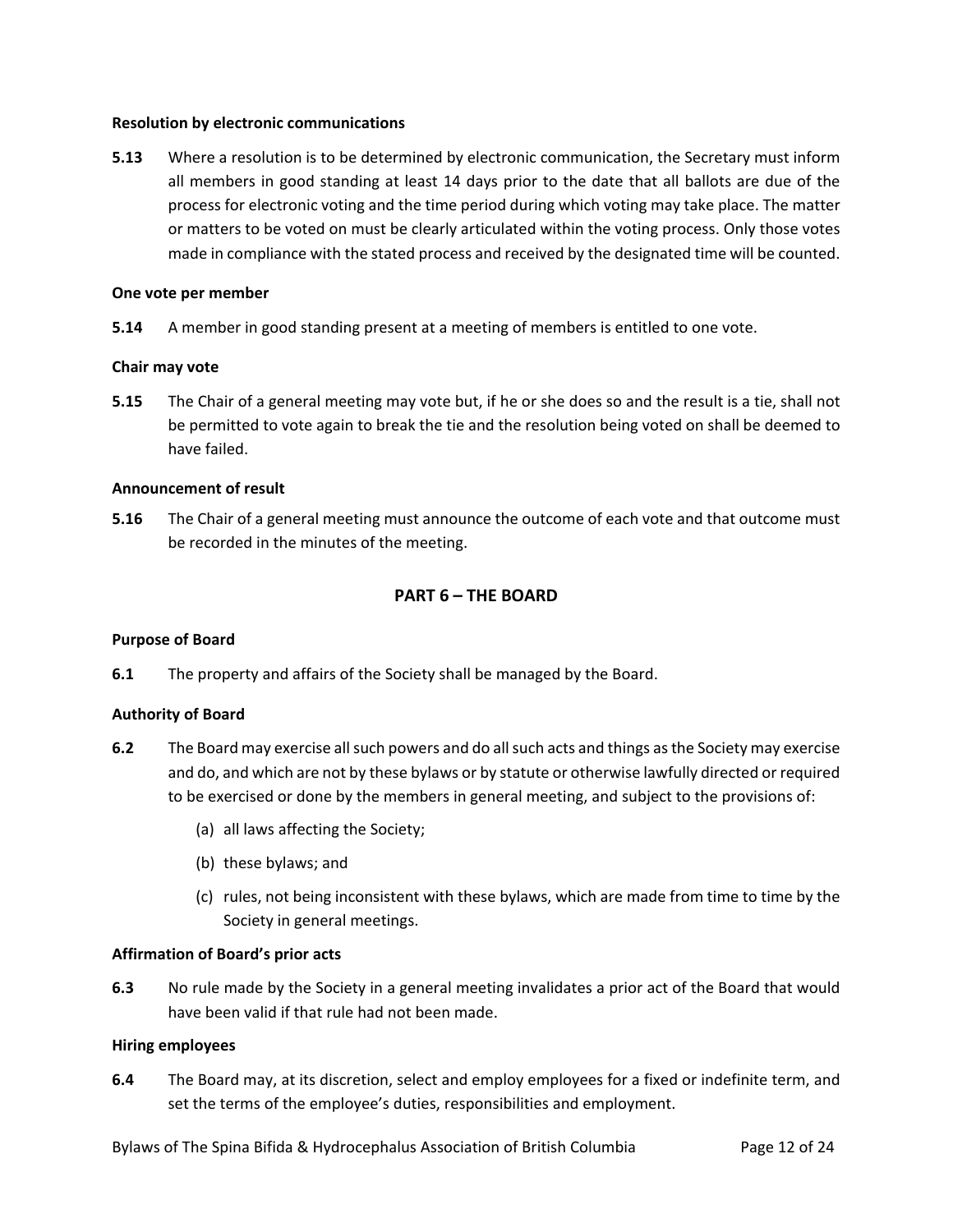**Resolution by electronic communications**

**5.13** Where a resolution is to be determined by electronic communication, the Secretary must inform all members in good standing at least 14 days prior to the date that all ballots are due of the process for electronic voting and the time period during which voting may take place. The matter or matters to be voted on must be clearly articulated within the voting process. Only those votes made in compliance with the stated process and received by the designated time will be counted.

**One vote per member**

**5.14** A member in good standing present at a meeting of members is entitled to one vote.

**Chair may vote**

**5.15** The Chair of a general meeting may vote but, if he or she does so and the result is a tie, shall not be permitted to vote again to break the tie and the resolution being voted on shall be deemed to have failed.

**Announcement of result**

**5.16** The Chair of a general meeting must announce the outcome of each vote and that outcome must be recorded in the minutes of the meeting.

## PART 6 – THE BOARD

**Purpose of Board**

**6.1** The property and affairs of the Society shall be managed by the Board.

**Authority of Board**

**6.2** The Board may exercise all such powers and do all such acts and things as the Society may exercise and do, and which are not by these bylaws or by statute or otherwise lawfully directed or required to be exercised or done by the members in general meeting, and subject to the provisions of:

(a) all laws affecting the Society;

(b) these bylaws; and

(c) rules, not being inconsistent with these bylaws, which are made from time to time by the Society in general meetings.

**Affirmation of Board's prior acts**

**6.3** No rule made by the Society in a general meeting invalidates a prior act of the Board that would have been valid if that rule had not been made.

**Hiring employees**

**6.4** The Board may, at its discretion, select and employ employees for a fixed or indefinite term, and set the terms of the employee's duties, responsibilities and employment.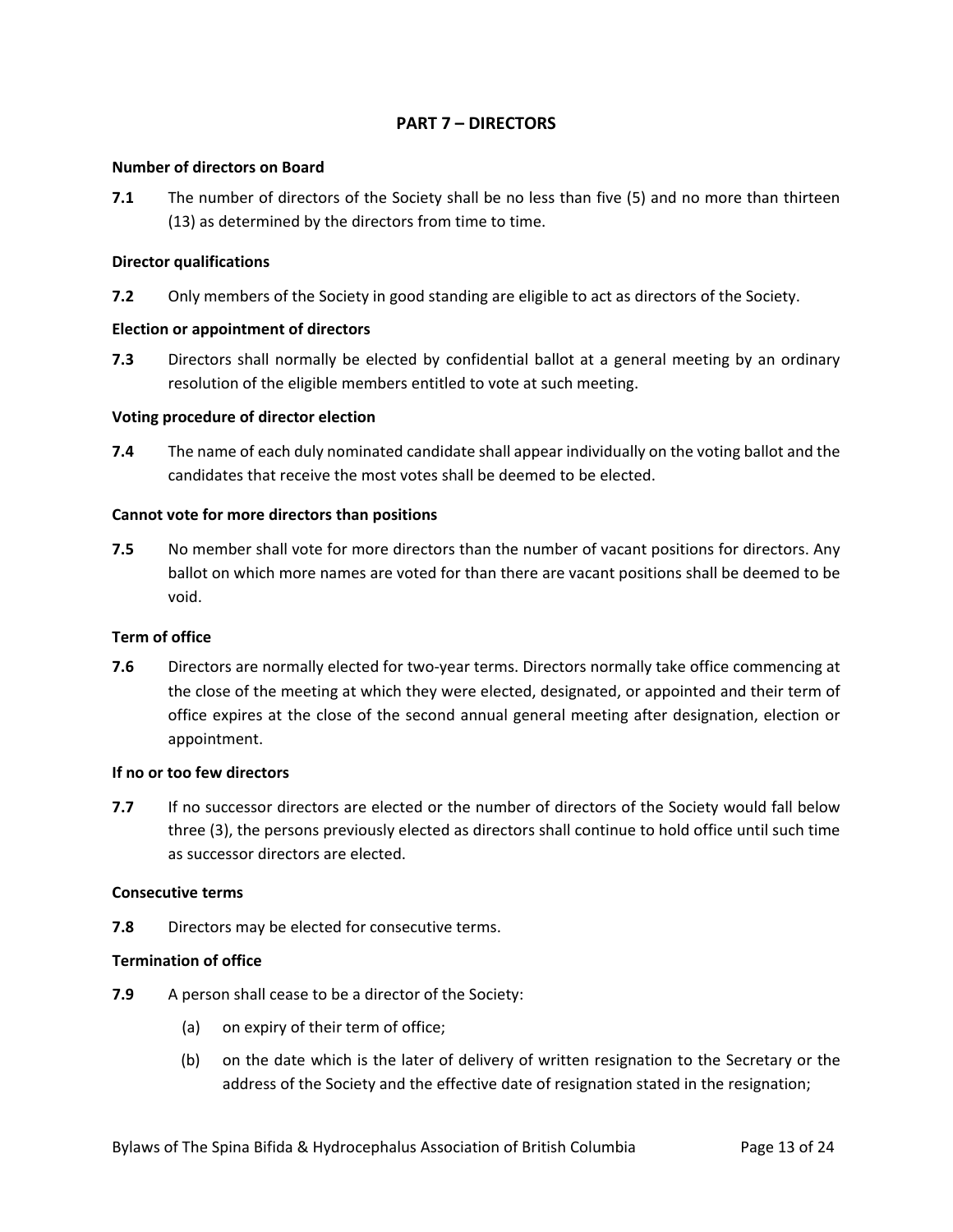## PART 7 – DIRECTORS

**Number of directors on Board**

**7.1** The number of directors of the Society shall be no less than five (5) and no more than thirteen (13) as determined by the directors from time to time.

**Director qualifications**

**7.2** Only members of the Society in good standing are eligible to act as directors of the Society.

**Election or appointment of directors**

**7.3** Directors shall normally be elected by confidential ballot at a general meeting by an ordinary resolution of the eligible members entitled to vote at such meeting.

**Voting procedure of director election**

**7.4** The name of each duly nominated candidate shall appear individually on the voting ballot and the candidates that receive the most votes shall be deemed to be elected.

**Cannot vote for more directors than positions**

**7.5** No member shall vote for more directors than the number of vacant positions for directors. Any ballot on which more names are voted for than there are vacant positions shall be deemed to be void.

**Term of office**

**7.6** Directors are normally elected for two-year terms. Directors normally take office commencing at the close of the meeting at which they were elected, designated, or appointed and their term of office expires at the close of the second annual general meeting after designation, election or appointment.

**If no or too few directors**

**7.7** If no successor directors are elected or the number of directors of the Society would fall below three (3), the persons previously elected as directors shall continue to hold office until such time as successor directors are elected.

**Consecutive terms**

**7.8** Directors may be elected for consecutive terms.

**Termination of office**

**7.9** A person shall cease to be a director of the Society:

(a) on expiry of their term of office;

(b) on the date which is the later of delivery of written resignation to the Secretary or the address of the Society and the effective date of resignation stated in the resignation;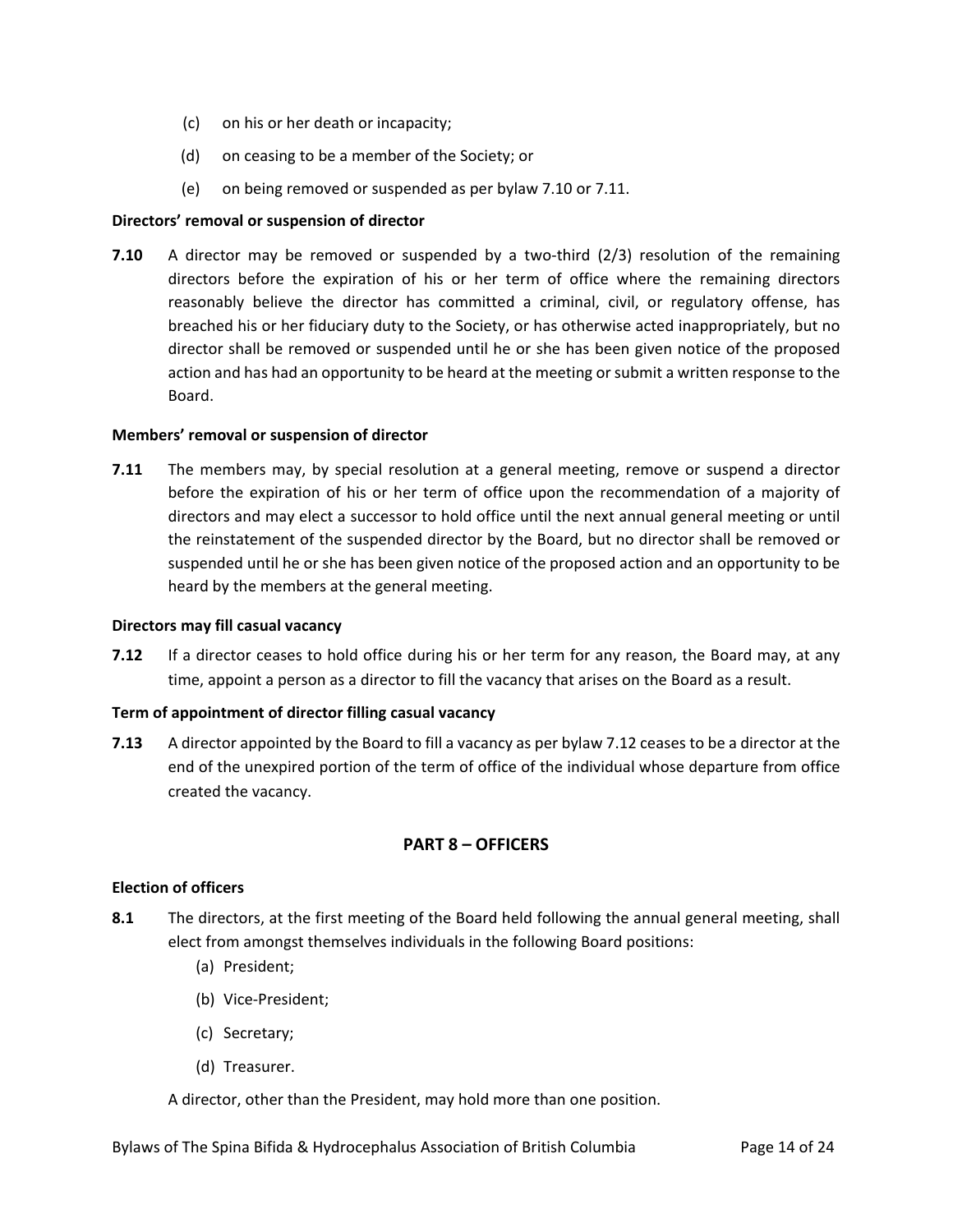(c) on his or her death or incapacity;

(d) on ceasing to be a member of the Society; or

(e) on being removed or suspended as per bylaw 7.10 or 7.11.

**Directors' removal or suspension of director**

**7.10** A director may be removed or suspended by a two-third (2/3) resolution of the remaining directors before the expiration of his or her term of office where the remaining directors reasonably believe the director has committed a criminal, civil, or regulatory offense, has breached his or her fiduciary duty to the Society, or has otherwise acted inappropriately, but no director shall be removed or suspended until he or she has been given notice of the proposed action and has had an opportunity to be heard at the meeting or submit a written response to the Board.

**Members' removal or suspension of director**

**7.11** The members may, by special resolution at a general meeting, remove or suspend a director before the expiration of his or her term of office upon the recommendation of a majority of directors and may elect a successor to hold office until the next annual general meeting or until the reinstatement of the suspended director by the Board, but no director shall be removed or suspended until he or she has been given notice of the proposed action and an opportunity to be heard by the members at the general meeting.

**Directors may fill casual vacancy**

**7.12** If a director ceases to hold office during his or her term for any reason, the Board may, at any time, appoint a person as a director to fill the vacancy that arises on the Board as a result.

**Term of appointment of director filling casual vacancy**

**7.13** A director appointed by the Board to fill a vacancy as per bylaw 7.12 ceases to be a director at the end of the unexpired portion of the term of office of the individual whose departure from office created the vacancy.

## PART 8 – OFFICERS

**Election of officers**

**8.1** The directors, at the first meeting of the Board held following the annual general meeting, shall elect from amongst themselves individuals in the following Board positions:

(a) President;

(b) Vice-President;

(c) Secretary;

(d) Treasurer.

A director, other than the President, may hold more than one position.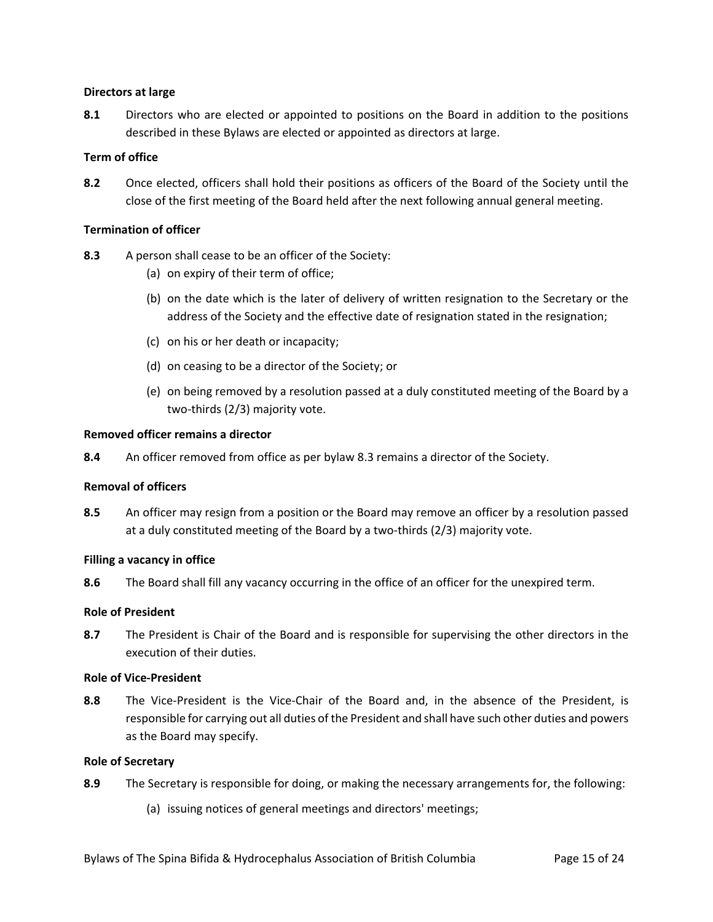**Directors at large**

**8.1** Directors who are elected or appointed to positions on the Board in addition to the positions described in these Bylaws are elected or appointed as directors at large.

**Term of office**

**8.2** Once elected, officers shall hold their positions as officers of the Board of the Society until the close of the first meeting of the Board held after the next following annual general meeting.

**Termination of officer**

**8.3** A person shall cease to be an officer of the Society:

(a) on expiry of their term of office;

(b) on the date which is the later of delivery of written resignation to the Secretary or the address of the Society and the effective date of resignation stated in the resignation;

(c) on his or her death or incapacity;

(d) on ceasing to be a director of the Society; or

(e) on being removed by a resolution passed at a duly constituted meeting of the Board by a two-thirds (2/3) majority vote.

**Removed officer remains a director**

**8.4** An officer removed from office as per bylaw 8.3 remains a director of the Society.

**Removal of officers**

**8.5** An officer may resign from a position or the Board may remove an officer by a resolution passed at a duly constituted meeting of the Board by a two-thirds (2/3) majority vote.

**Filling a vacancy in office**

**8.6** The Board shall fill any vacancy occurring in the office of an officer for the unexpired term.

**Role of President**

**8.7** The President is Chair of the Board and is responsible for supervising the other directors in the execution of their duties.

**Role of Vice-President**

**8.8** The Vice-President is the Vice-Chair of the Board and, in the absence of the President, is responsible for carrying out all duties of the President and shall have such other duties and powers as the Board may specify.

**Role of Secretary**

**8.9** The Secretary is responsible for doing, or making the necessary arrangements for, the following:

(a) issuing notices of general meetings and directors' meetings;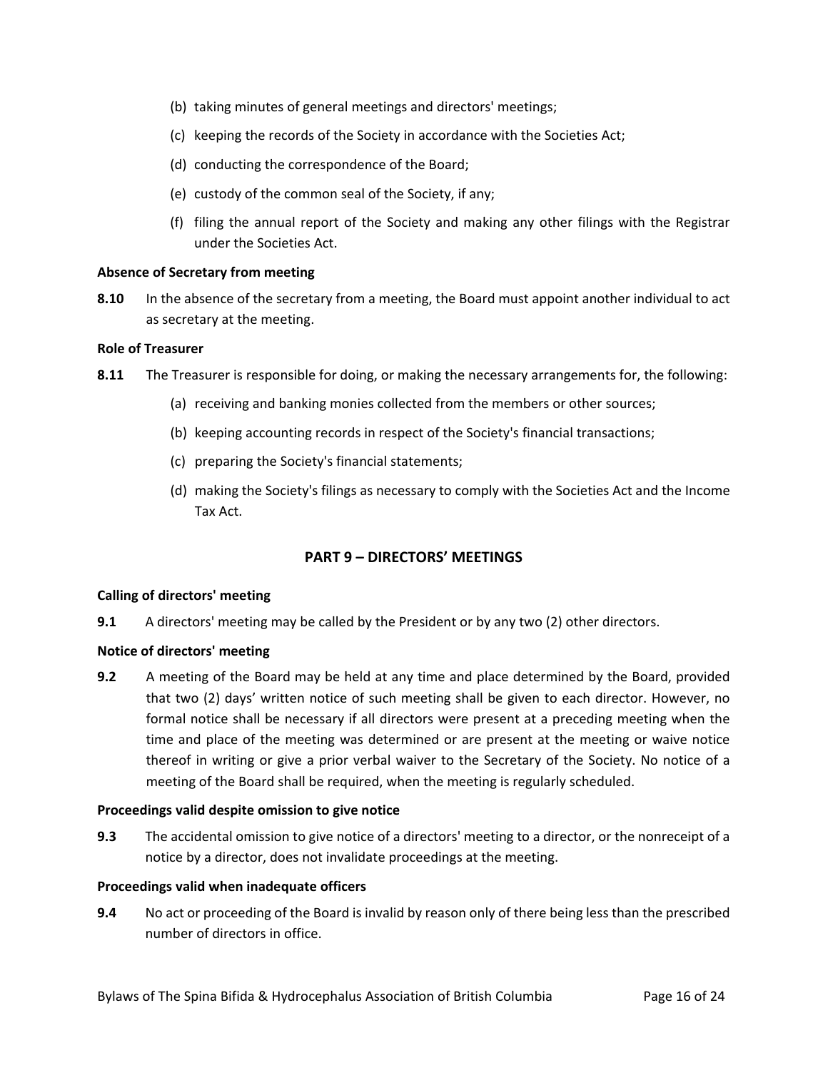(b) taking minutes of general meetings and directors' meetings;

(c) keeping the records of the Society in accordance with the Societies Act;

(d) conducting the correspondence of the Board;

(e) custody of the common seal of the Society, if any;

(f) filing the annual report of the Society and making any other filings with the Registrar under the Societies Act.

**Absence of Secretary from meeting**

**8.10** In the absence of the secretary from a meeting, the Board must appoint another individual to act as secretary at the meeting.

**Role of Treasurer**

**8.11** The Treasurer is responsible for doing, or making the necessary arrangements for, the following:

(a) receiving and banking monies collected from the members or other sources;

(b) keeping accounting records in respect of the Society's financial transactions;

(c) preparing the Society's financial statements;

(d) making the Society's filings as necessary to comply with the Societies Act and the Income Tax Act.

## PART 9 – DIRECTORS' MEETINGS

**Calling of directors' meeting**

**9.1** A directors' meeting may be called by the President or by any two (2) other directors.

**Notice of directors' meeting**

**9.2** A meeting of the Board may be held at any time and place determined by the Board, provided that two (2) days' written notice of such meeting shall be given to each director. However, no formal notice shall be necessary if all directors were present at a preceding meeting when the time and place of the meeting was determined or are present at the meeting or waive notice thereof in writing or give a prior verbal waiver to the Secretary of the Society. No notice of a meeting of the Board shall be required, when the meeting is regularly scheduled.

**Proceedings valid despite omission to give notice**

**9.3** The accidental omission to give notice of a directors' meeting to a director, or the nonreceipt of a notice by a director, does not invalidate proceedings at the meeting.

**Proceedings valid when inadequate officers**

**9.4** No act or proceeding of the Board is invalid by reason only of there being less than the prescribed number of directors in office.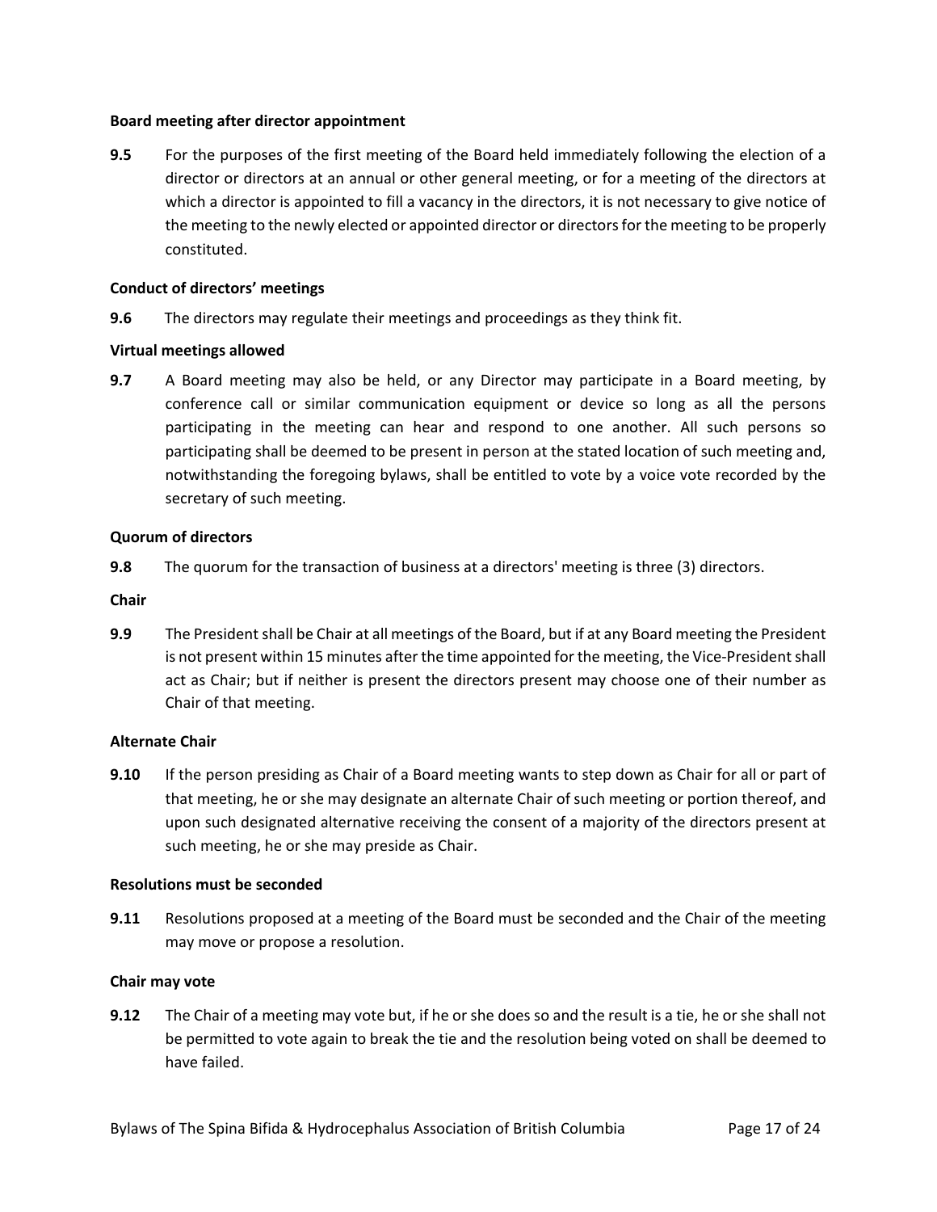**Board meeting after director appointment**

**9.5** For the purposes of the first meeting of the Board held immediately following the election of a director or directors at an annual or other general meeting, or for a meeting of the directors at which a director is appointed to fill a vacancy in the directors, it is not necessary to give notice of the meeting to the newly elected or appointed director or directors for the meeting to be properly constituted.

**Conduct of directors' meetings**

**9.6** The directors may regulate their meetings and proceedings as they think fit.

**Virtual meetings allowed**

**9.7** A Board meeting may also be held, or any Director may participate in a Board meeting, by conference call or similar communication equipment or device so long as all the persons participating in the meeting can hear and respond to one another. All such persons so participating shall be deemed to be present in person at the stated location of such meeting and, notwithstanding the foregoing bylaws, shall be entitled to vote by a voice vote recorded by the secretary of such meeting.

**Quorum of directors**

**9.8** The quorum for the transaction of business at a directors' meeting is three (3) directors.

**Chair**

**9.9** The President shall be Chair at all meetings of the Board, but if at any Board meeting the President is not present within 15 minutes after the time appointed for the meeting, the Vice-President shall act as Chair; but if neither is present the directors present may choose one of their number as Chair of that meeting.

**Alternate Chair**

**9.10** If the person presiding as Chair of a Board meeting wants to step down as Chair for all or part of that meeting, he or she may designate an alternate Chair of such meeting or portion thereof, and upon such designated alternative receiving the consent of a majority of the directors present at such meeting, he or she may preside as Chair.

**Resolutions must be seconded**

**9.11** Resolutions proposed at a meeting of the Board must be seconded and the Chair of the meeting may move or propose a resolution.

**Chair may vote**

**9.12** The Chair of a meeting may vote but, if he or she does so and the result is a tie, he or she shall not be permitted to vote again to break the tie and the resolution being voted on shall be deemed to have failed.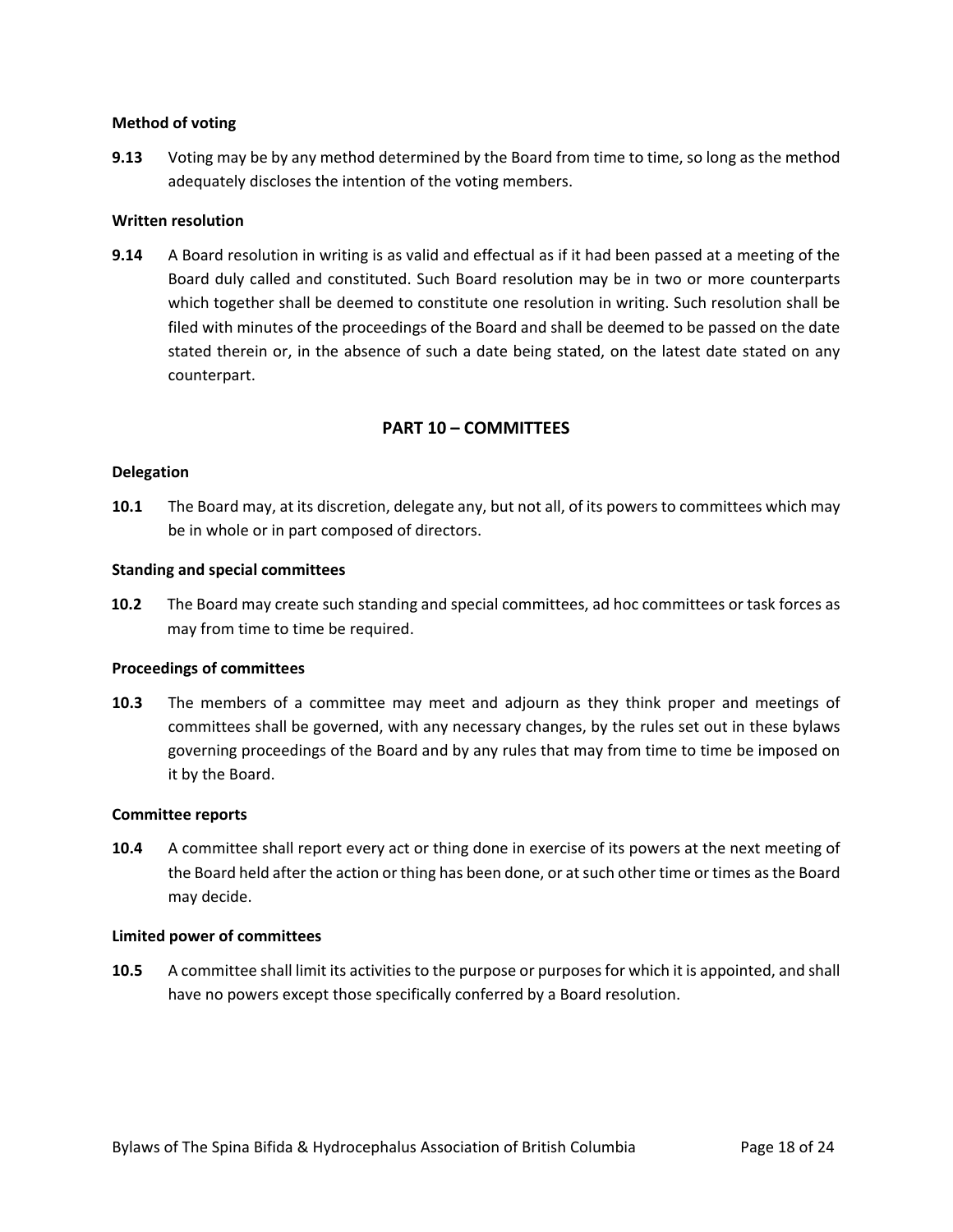**Method of voting**

**9.13** Voting may be by any method determined by the Board from time to time, so long as the method adequately discloses the intention of the voting members.

**Written resolution**

**9.14** A Board resolution in writing is as valid and effectual as if it had been passed at a meeting of the Board duly called and constituted. Such Board resolution may be in two or more counterparts which together shall be deemed to constitute one resolution in writing. Such resolution shall be filed with minutes of the proceedings of the Board and shall be deemed to be passed on the date stated therein or, in the absence of such a date being stated, on the latest date stated on any counterpart.

## PART 10 – COMMITTEES

**Delegation**

**10.1** The Board may, at its discretion, delegate any, but not all, of its powers to committees which may be in whole or in part composed of directors.

**Standing and special committees**

**10.2** The Board may create such standing and special committees, ad hoc committees or task forces as may from time to time be required.

**Proceedings of committees**

**10.3** The members of a committee may meet and adjourn as they think proper and meetings of committees shall be governed, with any necessary changes, by the rules set out in these bylaws governing proceedings of the Board and by any rules that may from time to time be imposed on it by the Board.

**Committee reports**

**10.4** A committee shall report every act or thing done in exercise of its powers at the next meeting of the Board held after the action or thing has been done, or at such other time or times as the Board may decide.

**Limited power of committees**

**10.5** A committee shall limit its activities to the purpose or purposes for which it is appointed, and shall have no powers except those specifically conferred by a Board resolution.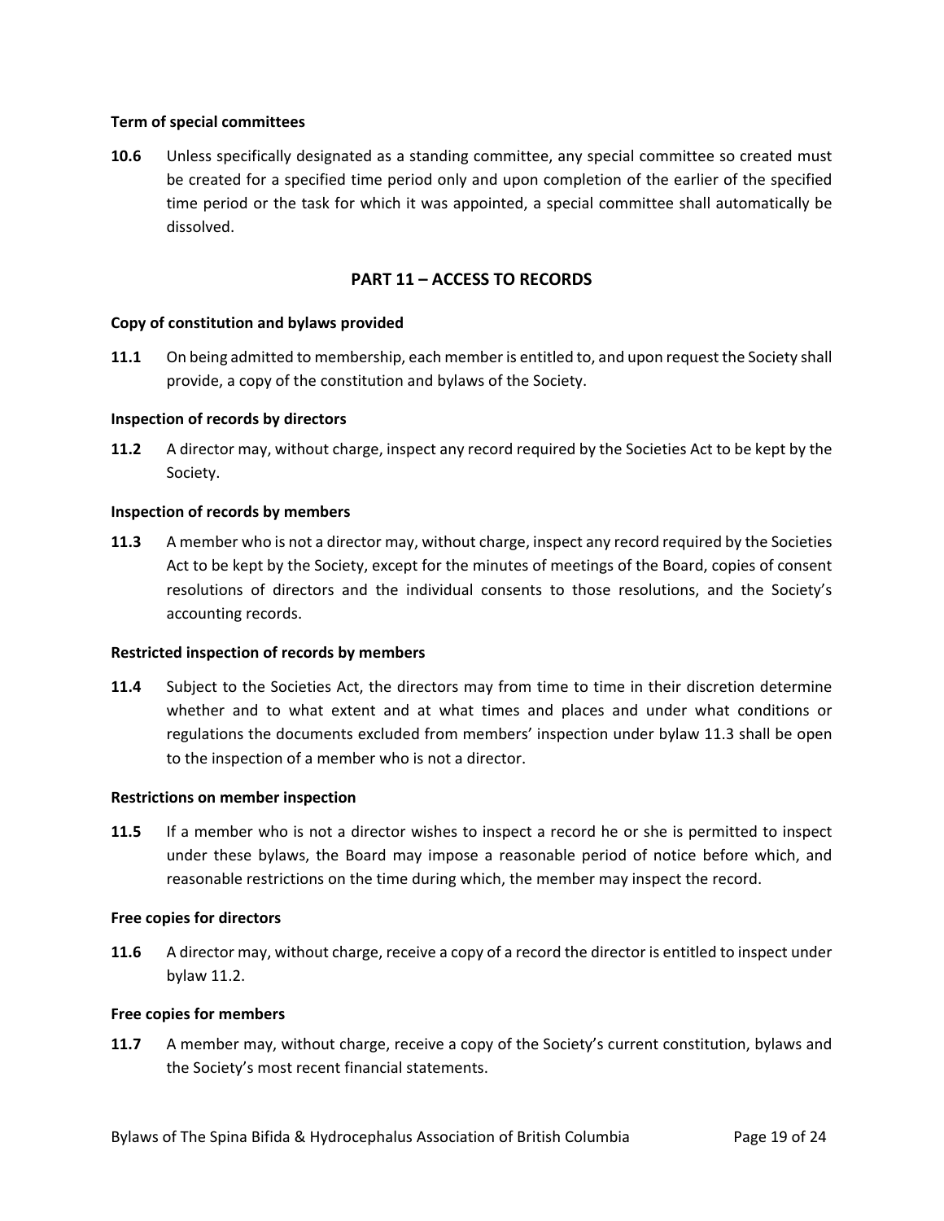**Term of special committees**

**10.6** Unless specifically designated as a standing committee, any special committee so created must be created for a specified time period only and upon completion of the earlier of the specified time period or the task for which it was appointed, a special committee shall automatically be dissolved.

## PART 11 – ACCESS TO RECORDS

**Copy of constitution and bylaws provided**

**11.1** On being admitted to membership, each member is entitled to, and upon request the Society shall provide, a copy of the constitution and bylaws of the Society.

**Inspection of records by directors**

**11.2** A director may, without charge, inspect any record required by the Societies Act to be kept by the Society.

**Inspection of records by members**

**11.3** A member who is not a director may, without charge, inspect any record required by the Societies Act to be kept by the Society, except for the minutes of meetings of the Board, copies of consent resolutions of directors and the individual consents to those resolutions, and the Society's accounting records.

**Restricted inspection of records by members**

**11.4** Subject to the Societies Act, the directors may from time to time in their discretion determine whether and to what extent and at what times and places and under what conditions or regulations the documents excluded from members' inspection under bylaw 11.3 shall be open to the inspection of a member who is not a director.

**Restrictions on member inspection**

**11.5** If a member who is not a director wishes to inspect a record he or she is permitted to inspect under these bylaws, the Board may impose a reasonable period of notice before which, and reasonable restrictions on the time during which, the member may inspect the record.

**Free copies for directors**

**11.6** A director may, without charge, receive a copy of a record the director is entitled to inspect under bylaw 11.2.

**Free copies for members**

**11.7** A member may, without charge, receive a copy of the Society's current constitution, bylaws and the Society's most recent financial statements.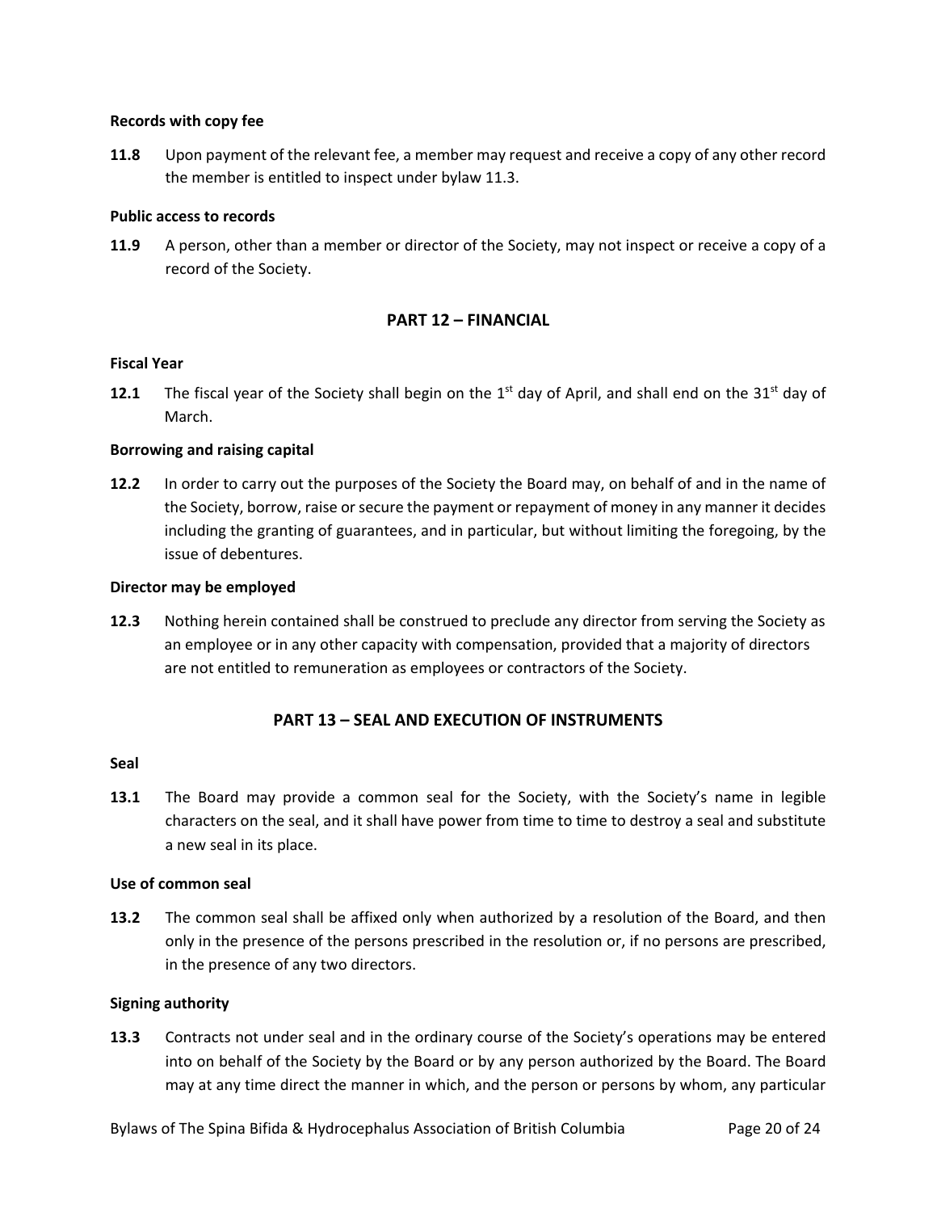**Records with copy fee**

**11.8** Upon payment of the relevant fee, a member may request and receive a copy of any other record the member is entitled to inspect under bylaw 11.3.

**Public access to records**

**11.9** A person, other than a member or director of the Society, may not inspect or receive a copy of a record of the Society.

## PART 12 – FINANCIAL

**Fiscal Year**

**12.1** The fiscal year of the Society shall begin on the 1st day of April, and shall end on the 31st day of March.

**Borrowing and raising capital**

**12.2** In order to carry out the purposes of the Society the Board may, on behalf of and in the name of the Society, borrow, raise or secure the payment or repayment of money in any manner it decides including the granting of guarantees, and in particular, but without limiting the foregoing, by the issue of debentures.

**Director may be employed**

**12.3** Nothing herein contained shall be construed to preclude any director from serving the Society as an employee or in any other capacity with compensation, provided that a majority of directors are not entitled to remuneration as employees or contractors of the Society.

## PART 13 – SEAL AND EXECUTION OF INSTRUMENTS

**Seal**

**13.1** The Board may provide a common seal for the Society, with the Society's name in legible characters on the seal, and it shall have power from time to time to destroy a seal and substitute a new seal in its place.

**Use of common seal**

**13.2** The common seal shall be affixed only when authorized by a resolution of the Board, and then only in the presence of the persons prescribed in the resolution or, if no persons are prescribed, in the presence of any two directors.

**Signing authority**

**13.3** Contracts not under seal and in the ordinary course of the Society's operations may be entered into on behalf of the Society by the Board or by any person authorized by the Board. The Board may at any time direct the manner in which, and the person or persons by whom, any particular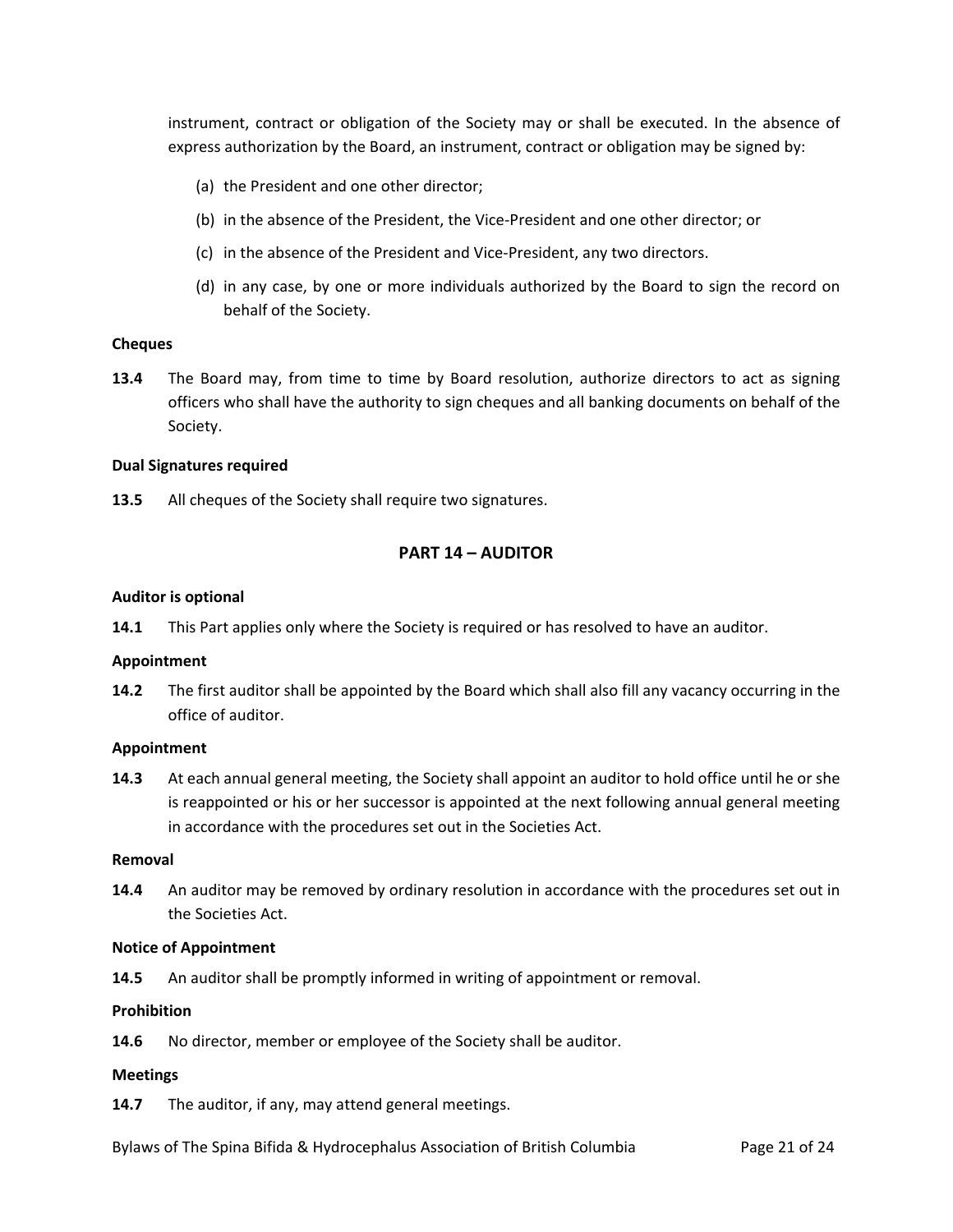instrument, contract or obligation of the Society may or shall be executed. In the absence of express authorization by the Board, an instrument, contract or obligation may be signed by:

(a) the President and one other director;

(b) in the absence of the President, the Vice-President and one other director; or

(c) in the absence of the President and Vice-President, any two directors.

(d) in any case, by one or more individuals authorized by the Board to sign the record on behalf of the Society.

**Cheques**

**13.4** The Board may, from time to time by Board resolution, authorize directors to act as signing officers who shall have the authority to sign cheques and all banking documents on behalf of the Society.

**Dual Signatures required**

**13.5** All cheques of the Society shall require two signatures.

## PART 14 – AUDITOR

**Auditor is optional**

**14.1** This Part applies only where the Society is required or has resolved to have an auditor.

**Appointment**

**14.2** The first auditor shall be appointed by the Board which shall also fill any vacancy occurring in the office of auditor.

**Appointment**

**14.3** At each annual general meeting, the Society shall appoint an auditor to hold office until he or she is reappointed or his or her successor is appointed at the next following annual general meeting in accordance with the procedures set out in the Societies Act.

**Removal**

**14.4** An auditor may be removed by ordinary resolution in accordance with the procedures set out in the Societies Act.

**Notice of Appointment**

**14.5** An auditor shall be promptly informed in writing of appointment or removal.

**Prohibition**

**14.6** No director, member or employee of the Society shall be auditor.

**Meetings**

**14.7** The auditor, if any, may attend general meetings.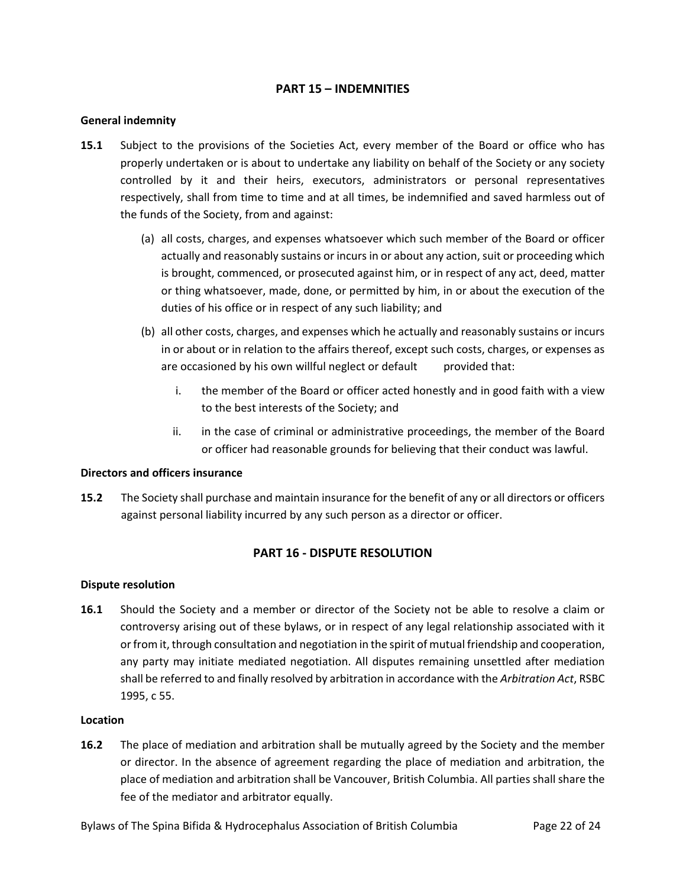## PART 15 – INDEMNITIES

**General indemnity**

**15.1** Subject to the provisions of the Societies Act, every member of the Board or office who has properly undertaken or is about to undertake any liability on behalf of the Society or any society controlled by it and their heirs, executors, administrators or personal representatives respectively, shall from time to time and at all times, be indemnified and saved harmless out of the funds of the Society, from and against:

(a) all costs, charges, and expenses whatsoever which such member of the Board or officer actually and reasonably sustains or incurs in or about any action, suit or proceeding which is brought, commenced, or prosecuted against him, or in respect of any act, deed, matter or thing whatsoever, made, done, or permitted by him, in or about the execution of the duties of his office or in respect of any such liability; and

(b) all other costs, charges, and expenses which he actually and reasonably sustains or incurs in or about or in relation to the affairs thereof, except such costs, charges, or expenses as are occasioned by his own willful neglect or default provided that:

   i. the member of the Board or officer acted honestly and in good faith with a view to the best interests of the Society; and

   ii. in the case of criminal or administrative proceedings, the member of the Board or officer had reasonable grounds for believing that their conduct was lawful.

**Directors and officers insurance**

**15.2** The Society shall purchase and maintain insurance for the benefit of any or all directors or officers against personal liability incurred by any such person as a director or officer.

## PART 16 - DISPUTE RESOLUTION

**Dispute resolution**

**16.1** Should the Society and a member or director of the Society not be able to resolve a claim or controversy arising out of these bylaws, or in respect of any legal relationship associated with it or from it, through consultation and negotiation in the spirit of mutual friendship and cooperation, any party may initiate mediated negotiation. All disputes remaining unsettled after mediation shall be referred to and finally resolved by arbitration in accordance with the *Arbitration Act*, RSBC 1995, c 55.

**Location**

**16.2** The place of mediation and arbitration shall be mutually agreed by the Society and the member or director. In the absence of agreement regarding the place of mediation and arbitration, the place of mediation and arbitration shall be Vancouver, British Columbia. All parties shall share the fee of the mediator and arbitrator equally.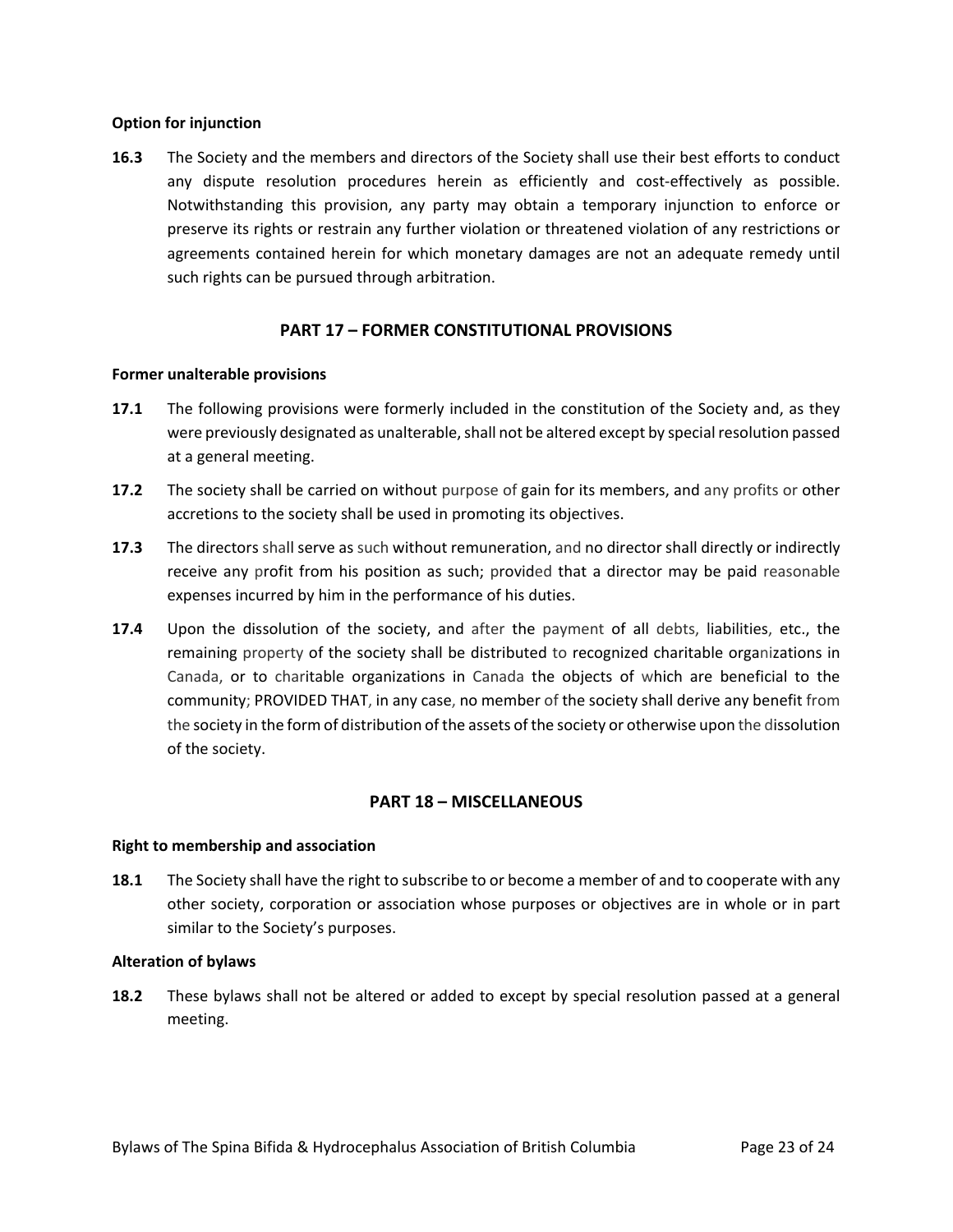#### Option for injunction

**16.3** The Society and the members and directors of the Society shall use their best efforts to conduct any dispute resolution procedures herein as efficiently and cost-effectively as possible. Notwithstanding this provision, any party may obtain a temporary injunction to enforce or preserve its rights or restrain any further violation or threatened violation of any restrictions or agreements contained herein for which monetary damages are not an adequate remedy until such rights can be pursued through arbitration.

## PART 17 – FORMER CONSTITUTIONAL PROVISIONS

#### Former unalterable provisions

**17.1** The following provisions were formerly included in the constitution of the Society and, as they were previously designated as unalterable, shall not be altered except by special resolution passed at a general meeting.

**17.2** The society shall be carried on without purpose of gain for its members, and any profits or other accretions to the society shall be used in promoting its objectives.

**17.3** The directors shall serve as such without remuneration, and no director shall directly or indirectly receive any profit from his position as such; provided that a director may be paid reasonable expenses incurred by him in the performance of his duties.

**17.4** Upon the dissolution of the society, and after the payment of all debts, liabilities, etc., the remaining property of the society shall be distributed to recognized charitable organizations in Canada, or to charitable organizations in Canada the objects of which are beneficial to the community; PROVIDED THAT, in any case, no member of the society shall derive any benefit from the society in the form of distribution of the assets of the society or otherwise upon the dissolution of the society.

## PART 18 – MISCELLANEOUS

#### Right to membership and association

**18.1** The Society shall have the right to subscribe to or become a member of and to cooperate with any other society, corporation or association whose purposes or objectives are in whole or in part similar to the Society's purposes.

#### Alteration of bylaws

**18.2** These bylaws shall not be altered or added to except by special resolution passed at a general meeting.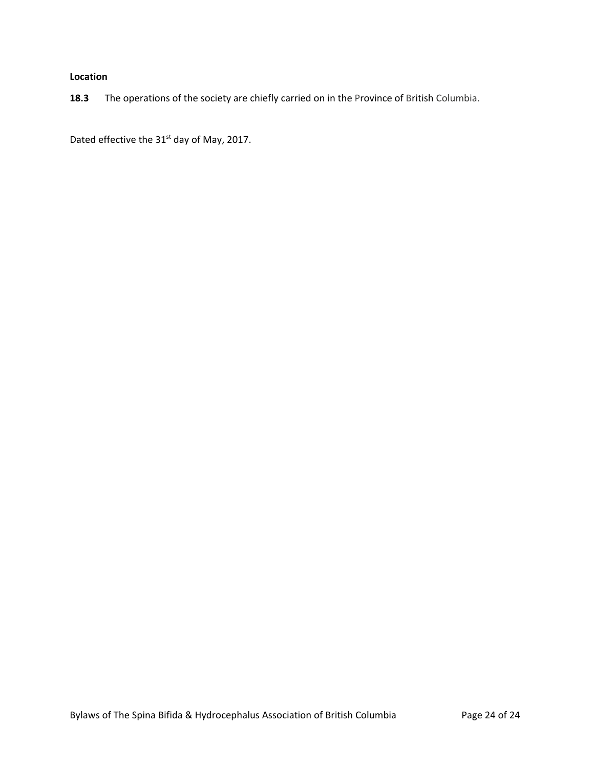**Location**

**18.3** The operations of the society are chiefly carried on in the Province of British Columbia.

Dated effective the 31st day of May, 2017.